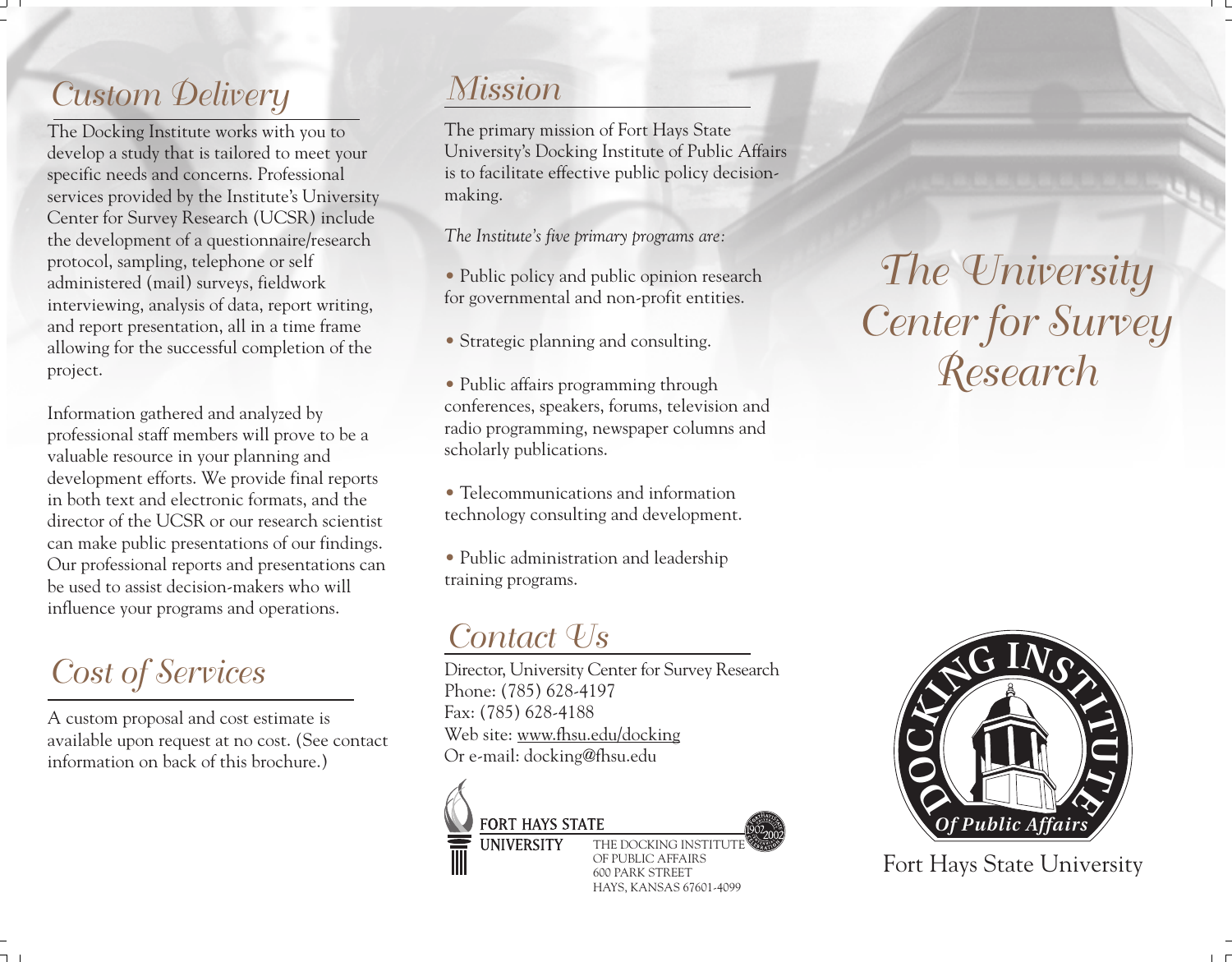## Custom Delivery

The Docking Institute works with you to develop a study that is tailored to meet your specific needs and concerns. Professional services provided by the Institute's University Center for Survey Research (UCSR) include the development of a questionnaire/research protocol, sampling, telephone or self administered (mail) surveys, fieldwork interviewing, analysis of data, report writing, and report presentation, all in a time frame allowing for the successful completion of the project.

Information gathered and analyzed by professional staff members will prove to be a valuable resource in your planning and development efforts. We provide final reports in both text and electronic formats, and the director of the UCSR or our research scientist can make public presentations of our findings. Our professional reports and presentations can be used to assist decision-makers who will influence your programs and operations.

## Cost of Services

A custom proposal and cost estimate is available upon request at no cost. (See contact information on back of this brochure.)

## Mission

The primary mission of Fort Hays State University's Docking Institute of Public Affairs is to facilitate effective public policy decision-making.

*The Institute's five primary programs are:*

- Public policy and public opinion research for governmental and non-profit entities.
- Strategic planning and consulting.
- Public affairs programming through conferences, speakers, forums, television and radio programming, newspaper columns and scholarly publications.
- Telecommunications and information technology consulting and development.
- Public administration and leadership training programs.

## Contact Us

Director, University Center for Survey Research
Phone: (785) 628-4197
Fax: (785) 628-4188
Web site: www.fhsu.edu/docking
Or e-mail: docking@fhsu.edu

FORT HAYS STATE UNIVERSITY

THE DOCKING INSTITUTE OF PUBLIC AFFAIRS
600 PARK STREET
HAYS, KANSAS 67601-4099

# The University Center for Survey Research

DOCKING INSTITUTE Of Public Affairs

Fort Hays State University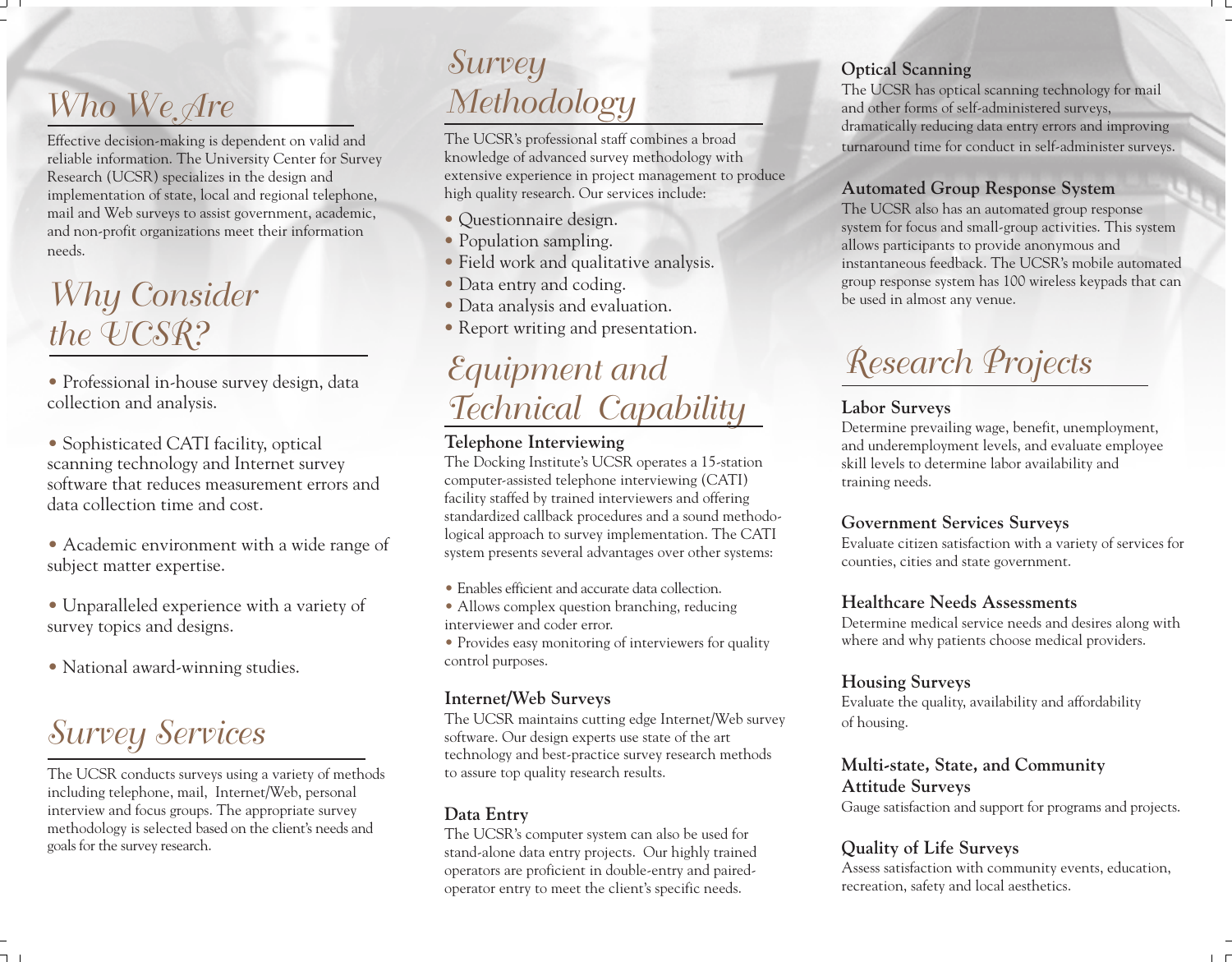# Who We Are

Effective decision-making is dependent on valid and reliable information. The University Center for Survey Research (UCSR) specializes in the design and implementation of state, local and regional telephone, mail and Web surveys to assist government, academic, and non-profit organizations meet their information needs.

# Why Consider the UCSR?

- Professional in-house survey design, data collection and analysis.
- Sophisticated CATI facility, optical scanning technology and Internet survey software that reduces measurement errors and data collection time and cost.
- Academic environment with a wide range of subject matter expertise.
- Unparalleled experience with a variety of survey topics and designs.
- National award-winning studies.

# Survey Services

The UCSR conducts surveys using a variety of methods including telephone, mail, Internet/Web, personal interview and focus groups. The appropriate survey methodology is selected based on the client's needs and goals for the survey research.

# Survey Methodology

The UCSR's professional staff combines a broad knowledge of advanced survey methodology with extensive experience in project management to produce high quality research. Our services include:

- Questionnaire design.
- Population sampling.
- Field work and qualitative analysis.
- Data entry and coding.
- Data analysis and evaluation.
- Report writing and presentation.

# Equipment and Technical Capability

### Telephone Interviewing

The Docking Institute's UCSR operates a 15-station computer-assisted telephone interviewing (CATI) facility staffed by trained interviewers and offering standardized callback procedures and a sound methodological approach to survey implementation. The CATI system presents several advantages over other systems:

- Enables efficient and accurate data collection.
- Allows complex question branching, reducing interviewer and coder error.
- Provides easy monitoring of interviewers for quality control purposes.

### Internet/Web Surveys

The UCSR maintains cutting edge Internet/Web survey software. Our design experts use state of the art technology and best-practice survey research methods to assure top quality research results.

### Data Entry

The UCSR's computer system can also be used for stand-alone data entry projects. Our highly trained operators are proficient in double-entry and paired-operator entry to meet the client's specific needs.

### Optical Scanning

The UCSR has optical scanning technology for mail and other forms of self-administered surveys, dramatically reducing data entry errors and improving turnaround time for conduct in self-administer surveys.

### Automated Group Response System

The UCSR also has an automated group response system for focus and small-group activities. This system allows participants to provide anonymous and instantaneous feedback. The UCSR's mobile automated group response system has 100 wireless keypads that can be used in almost any venue.

# Research Projects

### Labor Surveys

Determine prevailing wage, benefit, unemployment, and underemployment levels, and evaluate employee skill levels to determine labor availability and training needs.

### Government Services Surveys

Evaluate citizen satisfaction with a variety of services for counties, cities and state government.

### Healthcare Needs Assessments

Determine medical service needs and desires along with where and why patients choose medical providers.

### Housing Surveys

Evaluate the quality, availability and affordability of housing.

### Multi-state, State, and Community Attitude Surveys

Gauge satisfaction and support for programs and projects.

### Quality of Life Surveys

Assess satisfaction with community events, education, recreation, safety and local aesthetics.